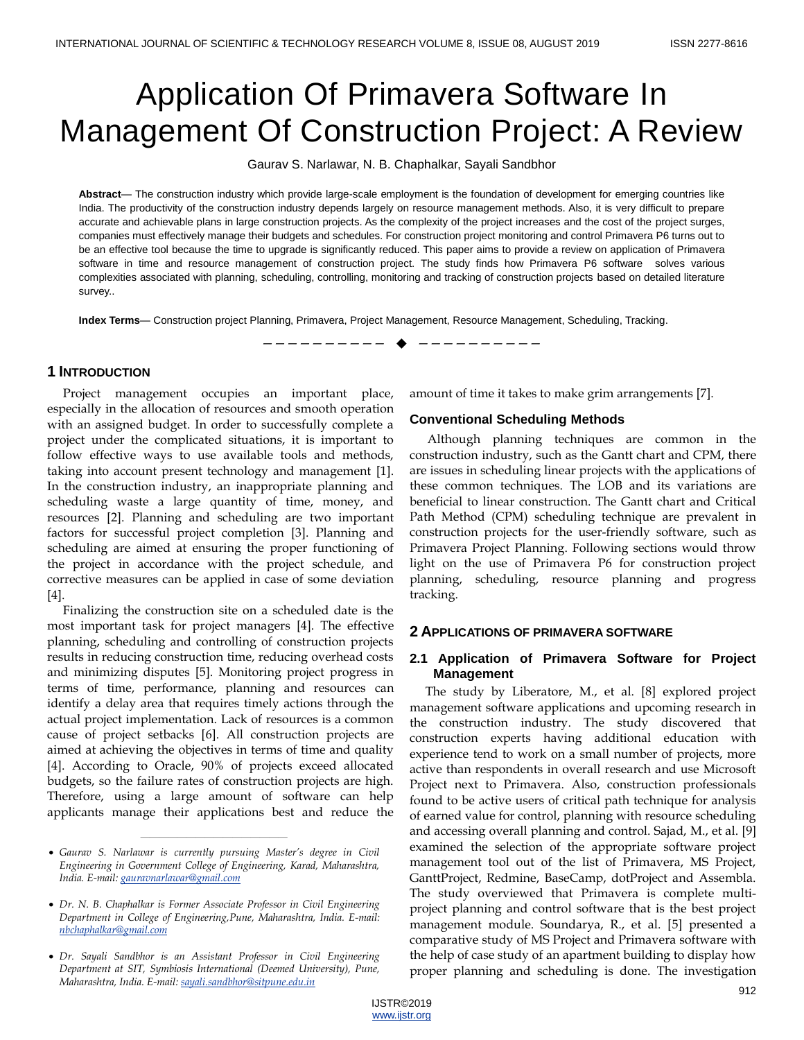# Application Of Primavera Software In Management Of Construction Project: A Review

Gaurav S. Narlawar, N. B. Chaphalkar, Sayali Sandbhor

**Abstract**— The construction industry which provide large-scale employment is the foundation of development for emerging countries like India. The productivity of the construction industry depends largely on resource management methods. Also, it is very difficult to prepare accurate and achievable plans in large construction projects. As the complexity of the project increases and the cost of the project surges, companies must effectively manage their budgets and schedules. For construction project monitoring and control Primavera P6 turns out to be an effective tool because the time to upgrade is significantly reduced. This paper aims to provide a review on application of Primavera software in time and resource management of construction project. The study finds how Primavera P6 software solves various complexities associated with planning, scheduling, controlling, monitoring and tracking of construction projects based on detailed literature survey..

**Index Terms**— Construction project Planning, Primavera, Project Management, Resource Management, Scheduling, Tracking.

---

## 1 Introduction

Project management occupies an important place, especially in the allocation of resources and smooth operation with an assigned budget. In order to successfully complete a project under the complicated situations, it is important to follow effective ways to use available tools and methods, taking into account present technology and management [1]. In the construction industry, an inappropriate planning and scheduling waste a large quantity of time, money, and resources [2]. Planning and scheduling are two important factors for successful project completion [3]. Planning and scheduling are aimed at ensuring the proper functioning of the project in accordance with the project schedule, and corrective measures can be applied in case of some deviation [4].

Finalizing the construction site on a scheduled date is the most important task for project managers [4]. The effective planning, scheduling and controlling of construction projects results in reducing construction time, reducing overhead costs and minimizing disputes [5]. Monitoring project progress in terms of time, performance, planning and resources can identify a delay area that requires timely actions through the actual project implementation. Lack of resources is a common cause of project setbacks [6]. All construction projects are aimed at achieving the objectives in terms of time and quality [4]. According to Oracle, 90% of projects exceed allocated budgets, so the failure rates of construction projects are high. Therefore, using a large amount of software can help applicants manage their applications best and reduce the amount of time it takes to make grim arrangements [7].

### Conventional Scheduling Methods

Although planning techniques are common in the construction industry, such as the Gantt chart and CPM, there are issues in scheduling linear projects with the applications of these common techniques. The LOB and its variations are beneficial to linear construction. The Gantt chart and Critical Path Method (CPM) scheduling technique are prevalent in construction projects for the user-friendly software, such as Primavera Project Planning. Following sections would throw light on the use of Primavera P6 for construction project planning, scheduling, resource planning and progress tracking.

## 2 Applications of Primavera Software

### 2.1 Application of Primavera Software for Project Management

The study by Liberatore, M., et al. [8] explored project management software applications and upcoming research in the construction industry. The study discovered that construction experts having additional education with experience tend to work on a small number of projects, more active than respondents in overall research and use Microsoft Project next to Primavera. Also, construction professionals found to be active users of critical path technique for analysis of earned value for control, planning with resource scheduling and accessing overall planning and control. Sajad, M., et al. [9] examined the selection of the appropriate software project management tool out of the list of Primavera, MS Project, GanttProject, Redmine, BaseCamp, dotProject and Assembla. The study overviewed that Primavera is complete multi-project planning and control software that is the best project management module. Soundarya, R., et al. [5] presented a comparative study of MS Project and Primavera software with the help of case study of an apartment building to display how proper planning and scheduling is done. The investigation

---

- *Gaurav S. Narlawar is currently pursuing Master's degree in Civil Engineering in Government College of Engineering, Karad, Maharashtra, India. E-mail: gauravnarlawar@gmail.com*
- *Dr. N. B. Chaphalkar is Former Associate Professor in Civil Engineering Department in College of Engineering,Pune, Maharashtra, India. E-mail: nbchaphalkar@gmail.com*
- *Dr. Sayali Sandbhor is an Assistant Professor in Civil Engineering Department at SIT, Symbiosis International (Deemed University), Pune, Maharashtra, India. E-mail: sayali.sandbhor@sitpune.edu.in*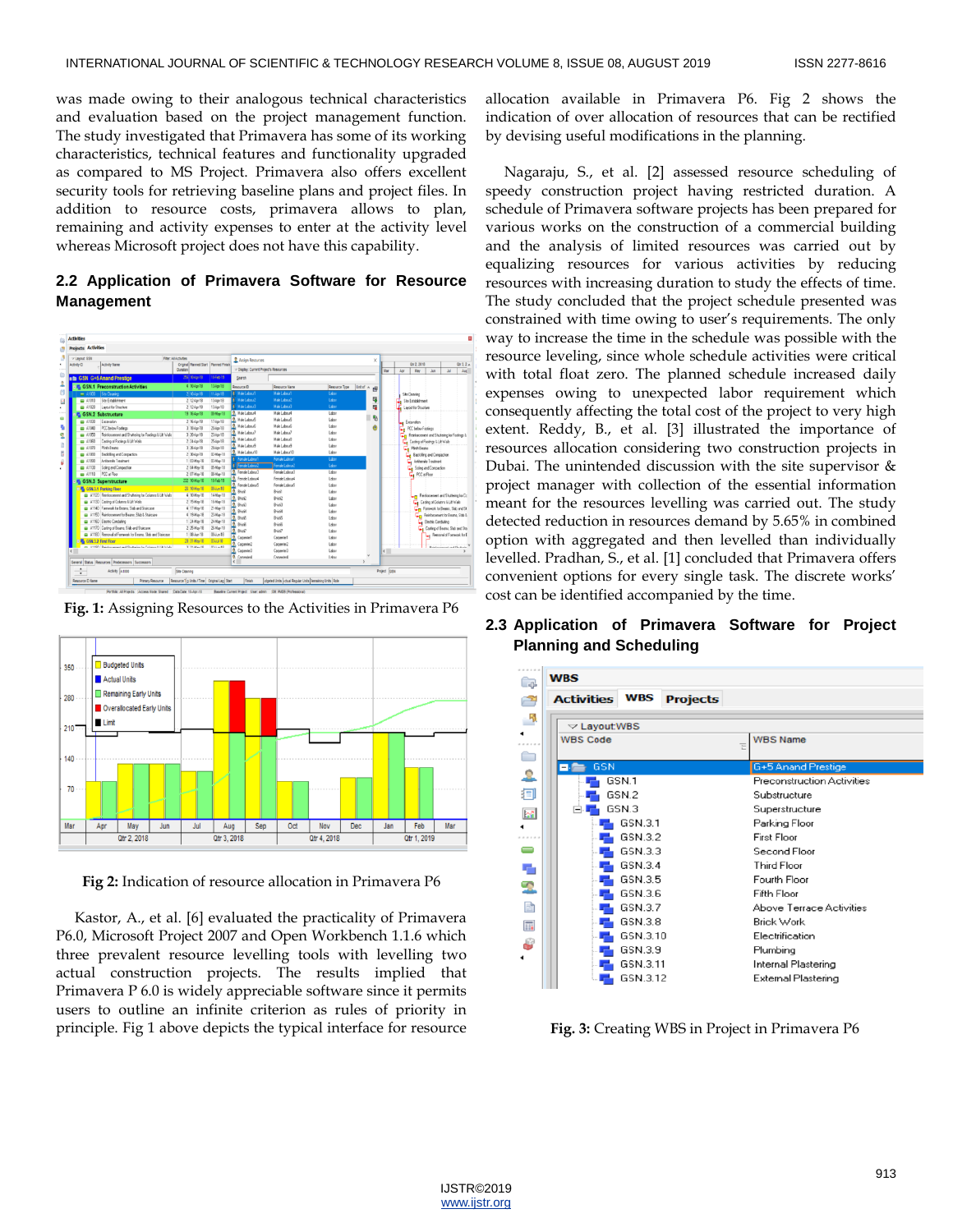was made owing to their analogous technical characteristics and evaluation based on the project management function. The study investigated that Primavera has some of its working characteristics, technical features and functionality upgraded as compared to MS Project. Primavera also offers excellent security tools for retrieving baseline plans and project files. In addition to resource costs, primavera allows to plan, remaining and activity expenses to enter at the activity level whereas Microsoft project does not have this capability.

## 2.2 Application of Primavera Software for Resource Management

**Fig. 1:** Assigning Resources to the Activities in Primavera P6

**Fig 2:** Indication of resource allocation in Primavera P6

Kastor, A., et al. [6] evaluated the practicality of Primavera P6.0, Microsoft Project 2007 and Open Workbench 1.1.6 which three prevalent resource levelling tools with levelling two actual construction projects. The results implied that Primavera P 6.0 is widely appreciable software since it permits users to outline an infinite criterion as rules of priority in principle. Fig 1 above depicts the typical interface for resource allocation available in Primavera P6. Fig 2 shows the indication of over allocation of resources that can be rectified by devising useful modifications in the planning.

Nagaraju, S., et al. [2] assessed resource scheduling of speedy construction project having restricted duration. A schedule of Primavera software projects has been prepared for various works on the construction of a commercial building and the analysis of limited resources was carried out by equalizing resources for various activities by reducing resources with increasing duration to study the effects of time. The study concluded that the project schedule presented was constrained with time owing to user's requirements. The only way to increase the time in the schedule was possible with the resource leveling, since whole schedule activities were critical with total float zero. The planned schedule increased daily expenses owing to unexpected labor requirement which consequently affecting the total cost of the project to very high extent. Reddy, B., et al. [3] illustrated the importance of resources allocation considering two construction projects in Dubai. The unintended discussion with the site supervisor & project manager with collection of the essential information meant for the resources levelling was carried out. The study detected reduction in resources demand by 5.65% in combined option with aggregated and then levelled than individually levelled. Pradhan, S., et al. [1] concluded that Primavera offers convenient options for every single task. The discrete works' cost can be identified accompanied by the time.

## 2.3 Application of Primavera Software for Project Planning and Scheduling

**Fig. 3:** Creating WBS in Project in Primavera P6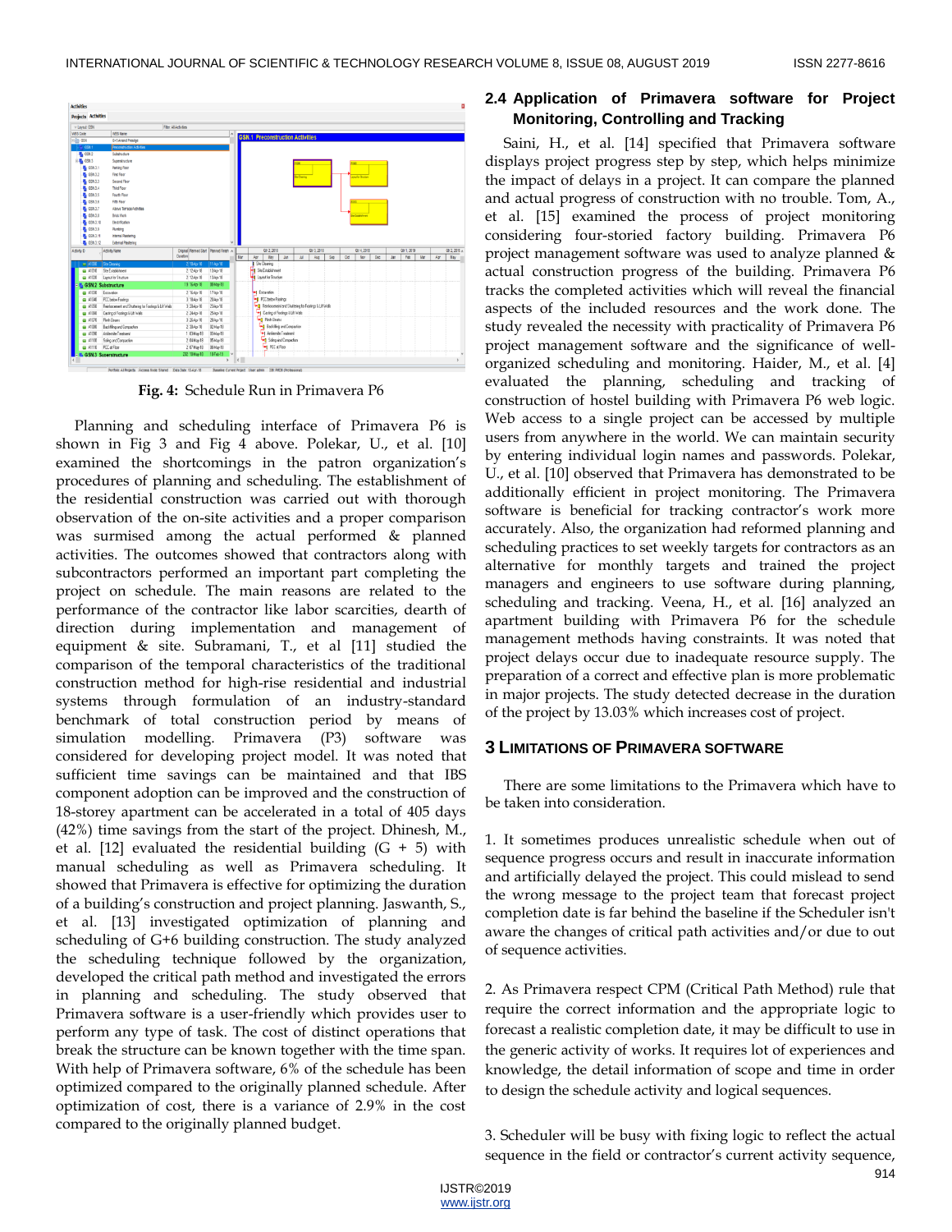Fig. 4: Schedule Run in Primavera P6

Planning and scheduling interface of Primavera P6 is shown in Fig 3 and Fig 4 above. Polekar, U., et al. [10] examined the shortcomings in the patron organization's procedures of planning and scheduling. The establishment of the residential construction was carried out with thorough observation of the on-site activities and a proper comparison was surmised among the actual performed & planned activities. The outcomes showed that contractors along with subcontractors performed an important part completing the project on schedule. The main reasons are related to the performance of the contractor like labor scarcities, dearth of direction during implementation and management of equipment & site. Subramani, T., et al [11] studied the comparison of the temporal characteristics of the traditional construction method for high-rise residential and industrial systems through formulation of an industry-standard benchmark of total construction period by means of simulation modelling. Primavera (P3) software was considered for developing project model. It was noted that sufficient time savings can be maintained and that IBS component adoption can be improved and the construction of 18-storey apartment can be accelerated in a total of 405 days (42%) time savings from the start of the project. Dhinesh, M., et al. [12] evaluated the residential building (G + 5) with manual scheduling as well as Primavera scheduling. It showed that Primavera is effective for optimizing the duration of a building's construction and project planning. Jaswanth, S., et al. [13] investigated optimization of planning and scheduling of G+6 building construction. The study analyzed the scheduling technique followed by the organization, developed the critical path method and investigated the errors in planning and scheduling. The study observed that Primavera software is a user-friendly which provides user to perform any type of task. The cost of distinct operations that break the structure can be known together with the time span. With help of Primavera software, 6% of the schedule has been optimized compared to the originally planned schedule. After optimization of cost, there is a variance of 2.9% in the cost compared to the originally planned budget.

## 2.4 Application of Primavera software for Project Monitoring, Controlling and Tracking

Saini, H., et al. [14] specified that Primavera software displays project progress step by step, which helps minimize the impact of delays in a project. It can compare the planned and actual progress of construction with no trouble. Tom, A., et al. [15] examined the process of project monitoring considering four-storied factory building. Primavera P6 project management software was used to analyze planned & actual construction progress of the building. Primavera P6 tracks the completed activities which will reveal the financial aspects of the included resources and the work done. The study revealed the necessity with practicality of Primavera P6 project management software and the significance of well-organized scheduling and monitoring. Haider, M., et al. [4] evaluated the planning, scheduling and tracking of construction of hostel building with Primavera P6 web logic. Web access to a single project can be accessed by multiple users from anywhere in the world. We can maintain security by entering individual login names and passwords. Polekar, U., et al. [10] observed that Primavera has demonstrated to be additionally efficient in project monitoring. The Primavera software is beneficial for tracking contractor's work more accurately. Also, the organization had reformed planning and scheduling practices to set weekly targets for contractors as an alternative for monthly targets and trained the project managers and engineers to use software during planning, scheduling and tracking. Veena, H., et al. [16] analyzed an apartment building with Primavera P6 for the schedule management methods having constraints. It was noted that project delays occur due to inadequate resource supply. The preparation of a correct and effective plan is more problematic in major projects. The study detected decrease in the duration of the project by 13.03% which increases cost of project.

# 3 Limitations of Primavera Software

There are some limitations to the Primavera which have to be taken into consideration.

1. It sometimes produces unrealistic schedule when out of sequence progress occurs and result in inaccurate information and artificially delayed the project. This could mislead to send the wrong message to the project team that forecast project completion date is far behind the baseline if the Scheduler isn't aware the changes of critical path activities and/or due to out of sequence activities.

2. As Primavera respect CPM (Critical Path Method) rule that require the correct information and the appropriate logic to forecast a realistic completion date, it may be difficult to use in the generic activity of works. It requires lot of experiences and knowledge, the detail information of scope and time in order to design the schedule activity and logical sequences.

3. Scheduler will be busy with fixing logic to reflect the actual sequence in the field or contractor's current activity sequence,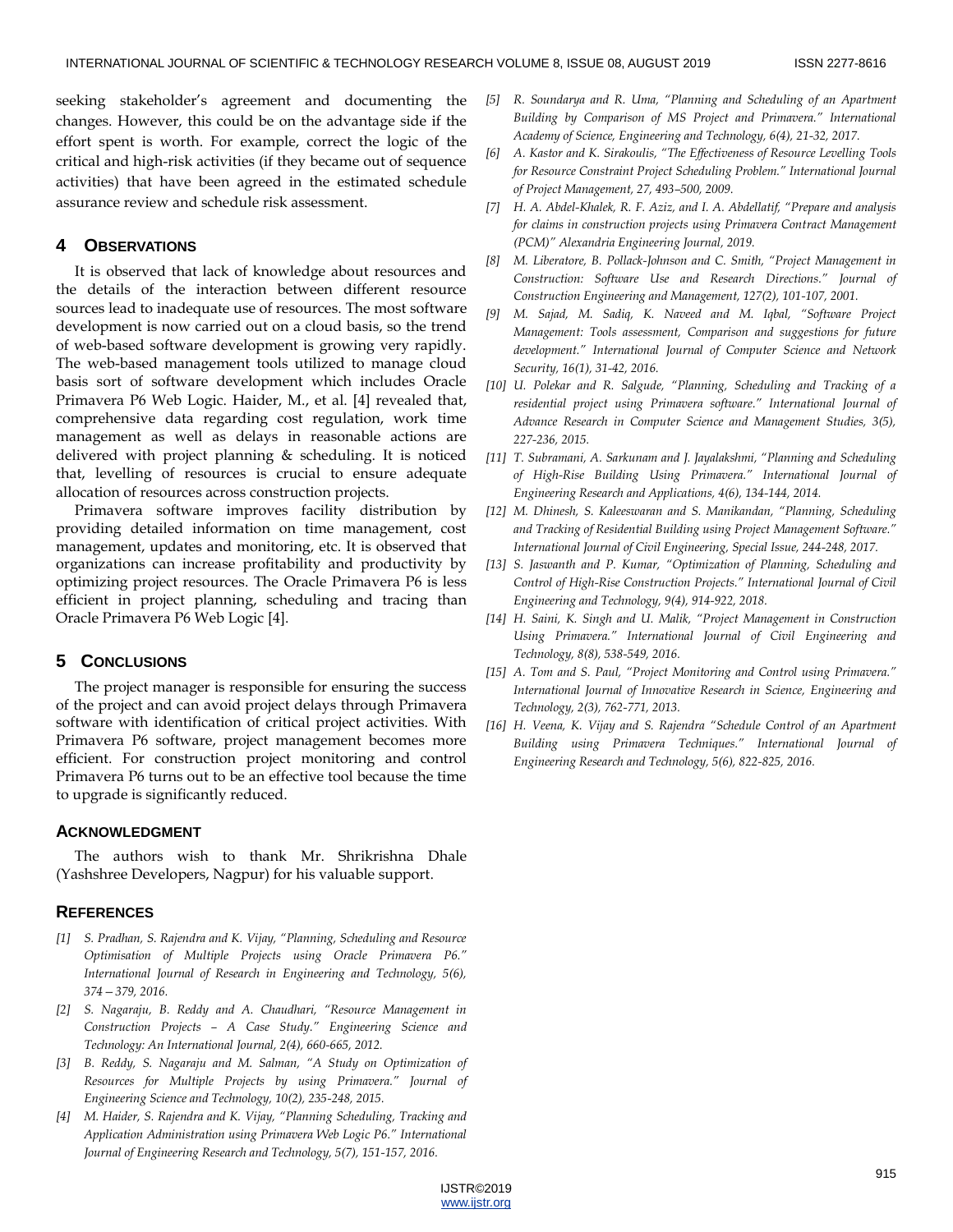seeking stakeholder's agreement and documenting the changes. However, this could be on the advantage side if the effort spent is worth. For example, correct the logic of the critical and high-risk activities (if they became out of sequence activities) that have been agreed in the estimated schedule assurance review and schedule risk assessment.

## 4 Observations

It is observed that lack of knowledge about resources and the details of the interaction between different resource sources lead to inadequate use of resources. The most software development is now carried out on a cloud basis, so the trend of web-based software development is growing very rapidly. The web-based management tools utilized to manage cloud basis sort of software development which includes Oracle Primavera P6 Web Logic. Haider, M., et al. [4] revealed that, comprehensive data regarding cost regulation, work time management as well as delays in reasonable actions are delivered with project planning & scheduling. It is noticed that, levelling of resources is crucial to ensure adequate allocation of resources across construction projects.

Primavera software improves facility distribution by providing detailed information on time management, cost management, updates and monitoring, etc. It is observed that organizations can increase profitability and productivity by optimizing project resources. The Oracle Primavera P6 is less efficient in project planning, scheduling and tracing than Oracle Primavera P6 Web Logic [4].

## 5 Conclusions

The project manager is responsible for ensuring the success of the project and can avoid project delays through Primavera software with identification of critical project activities. With Primavera P6 software, project management becomes more efficient. For construction project monitoring and control Primavera P6 turns out to be an effective tool because the time to upgrade is significantly reduced.

## Acknowledgment

The authors wish to thank Mr. Shrikrishna Dhale (Yashshree Developers, Nagpur) for his valuable support.

## References

*[1] S. Pradhan, S. Rajendra and K. Vijay, "Planning, Scheduling and Resource Optimisation of Multiple Projects using Oracle Primavera P6." International Journal of Research in Engineering and Technology, 5(6), 374 – 379, 2016.*

*[2] S. Nagaraju, B. Reddy and A. Chaudhari, "Resource Management in Construction Projects – A Case Study." Engineering Science and Technology: An International Journal, 2(4), 660-665, 2012.*

*[3] B. Reddy, S. Nagaraju and M. Salman, "A Study on Optimization of Resources for Multiple Projects by using Primavera." Journal of Engineering Science and Technology, 10(2), 235-248, 2015.*

*[4] M. Haider, S. Rajendra and K. Vijay, "Planning Scheduling, Tracking and Application Administration using Primavera Web Logic P6." International Journal of Engineering Research and Technology, 5(7), 151-157, 2016.*

*[5] R. Soundarya and R. Uma, "Planning and Scheduling of an Apartment Building by Comparison of MS Project and Primavera." International Academy of Science, Engineering and Technology, 6(4), 21-32, 2017.*

*[6] A. Kastor and K. Sirakoulis, "The Effectiveness of Resource Levelling Tools for Resource Constraint Project Scheduling Problem." International Journal of Project Management, 27, 493–500, 2009.*

*[7] H. A. Abdel-Khalek, R. F. Aziz, and I. A. Abdellatif, "Prepare and analysis for claims in construction projects using Primavera Contract Management (PCM)" Alexandria Engineering Journal, 2019.*

*[8] M. Liberatore, B. Pollack-Johnson and C. Smith, "Project Management in Construction: Software Use and Research Directions." Journal of Construction Engineering and Management, 127(2), 101-107, 2001.*

*[9] M. Sajad, M. Sadiq, K. Naveed and M. Iqbal, "Software Project Management: Tools assessment, Comparison and suggestions for future development." International Journal of Computer Science and Network Security, 16(1), 31-42, 2016.*

*[10] U. Polekar and R. Salgude, "Planning, Scheduling and Tracking of a residential project using Primavera software." International Journal of Advance Research in Computer Science and Management Studies, 3(5), 227-236, 2015.*

*[11] T. Subramani, A. Sarkunam and J. Jayalakshmi, "Planning and Scheduling of High-Rise Building Using Primavera." International Journal of Engineering Research and Applications, 4(6), 134-144, 2014.*

*[12] M. Dhinesh, S. Kaleeswaran and S. Manikandan, "Planning, Scheduling and Tracking of Residential Building using Project Management Software." International Journal of Civil Engineering, Special Issue, 244-248, 2017.*

*[13] S. Jaswanth and P. Kumar, "Optimization of Planning, Scheduling and Control of High-Rise Construction Projects." International Journal of Civil Engineering and Technology, 9(4), 914-922, 2018.*

*[14] H. Saini, K. Singh and U. Malik, "Project Management in Construction Using Primavera." International Journal of Civil Engineering and Technology, 8(8), 538-549, 2016.*

*[15] A. Tom and S. Paul, "Project Monitoring and Control using Primavera." International Journal of Innovative Research in Science, Engineering and Technology, 2(3), 762-771, 2013.*

*[16] H. Veena, K. Vijay and S. Rajendra "Schedule Control of an Apartment Building using Primavera Techniques." International Journal of Engineering Research and Technology, 5(6), 822-825, 2016.*